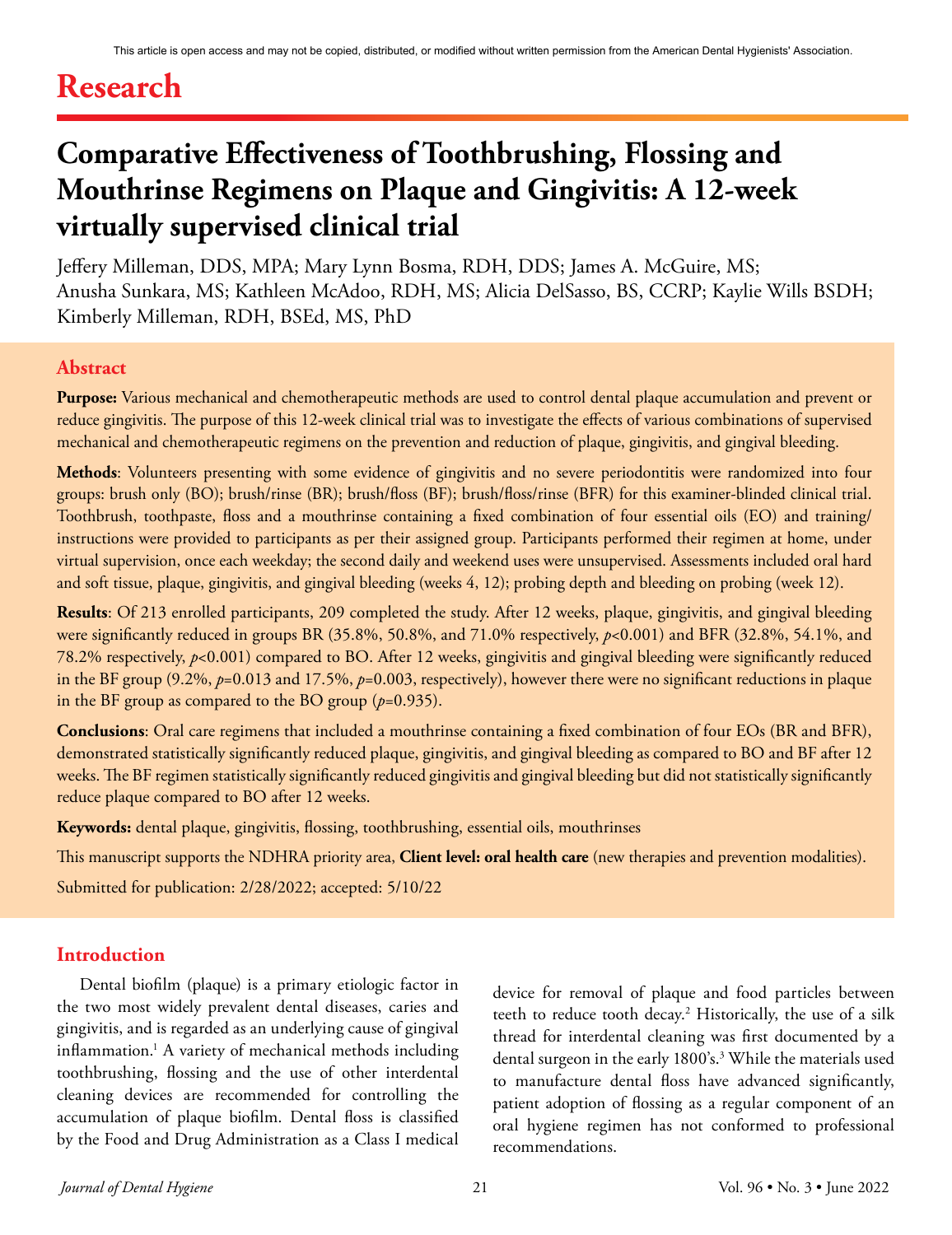This article is open access and may not be copied, distributed, or modified without written permission from the American Dental Hygienists' Association.

# Research

## Comparative Effectiveness of Toothbrushing, Flossing and Mouthrinse Regimens on Plaque and Gingivitis: A 12-week virtually supervised clinical trial

Jeffery Milleman, DDS, MPA; Mary Lynn Bosma, RDH, DDS; James A. McGuire, MS; Anusha Sunkara, MS; Kathleen McAdoo, RDH, MS; Alicia DelSasso, BS, CCRP; Kaylie Wills BSDH; Kimberly Milleman, RDH, BSEd, MS, PhD

### Abstract

**Purpose:** Various mechanical and chemotherapeutic methods are used to control dental plaque accumulation and prevent or reduce gingivitis. The purpose of this 12-week clinical trial was to investigate the effects of various combinations of supervised mechanical and chemotherapeutic regimens on the prevention and reduction of plaque, gingivitis, and gingival bleeding.

**Methods**: Volunteers presenting with some evidence of gingivitis and no severe periodontitis were randomized into four groups: brush only (BO); brush/rinse (BR); brush/floss (BF); brush/floss/rinse (BFR) for this examiner-blinded clinical trial. Toothbrush, toothpaste, floss and a mouthrinse containing a fixed combination of four essential oils (EO) and training/instructions were provided to participants as per their assigned group. Participants performed their regimen at home, under virtual supervision, once each weekday; the second daily and weekend uses were unsupervised. Assessments included oral hard and soft tissue, plaque, gingivitis, and gingival bleeding (weeks 4, 12); probing depth and bleeding on probing (week 12).

**Results**: Of 213 enrolled participants, 209 completed the study. After 12 weeks, plaque, gingivitis, and gingival bleeding were significantly reduced in groups BR (35.8%, 50.8%, and 71.0% respectively, $p<0.001$) and BFR (32.8%, 54.1%, and 78.2% respectively, $p<0.001$) compared to BO. After 12 weeks, gingivitis and gingival bleeding were significantly reduced in the BF group (9.2%, $p=0.013$ and 17.5%, $p=0.003$, respectively), however there were no significant reductions in plaque in the BF group as compared to the BO group ($p=0.935$).

**Conclusions**: Oral care regimens that included a mouthrinse containing a fixed combination of four EOs (BR and BFR), demonstrated statistically significantly reduced plaque, gingivitis, and gingival bleeding as compared to BO and BF after 12 weeks. The BF regimen statistically significantly reduced gingivitis and gingival bleeding but did not statistically significantly reduce plaque compared to BO after 12 weeks.

**Keywords:** dental plaque, gingivitis, flossing, toothbrushing, essential oils, mouthrinses

This manuscript supports the NDHRA priority area, **Client level: oral health care** (new therapies and prevention modalities).

Submitted for publication: 2/28/2022; accepted: 5/10/22

### Introduction

Dental biofilm (plaque) is a primary etiologic factor in the two most widely prevalent dental diseases, caries and gingivitis, and is regarded as an underlying cause of gingival inflammation.[1] A variety of mechanical methods including toothbrushing, flossing and the use of other interdental cleaning devices are recommended for controlling the accumulation of plaque biofilm. Dental floss is classified by the Food and Drug Administration as a Class I medical device for removal of plaque and food particles between teeth to reduce tooth decay.[2] Historically, the use of a silk thread for interdental cleaning was first documented by a dental surgeon in the early 1800's.[3] While the materials used to manufacture dental floss have advanced significantly, patient adoption of flossing as a regular component of an oral hygiene regimen has not conformed to professional recommendations.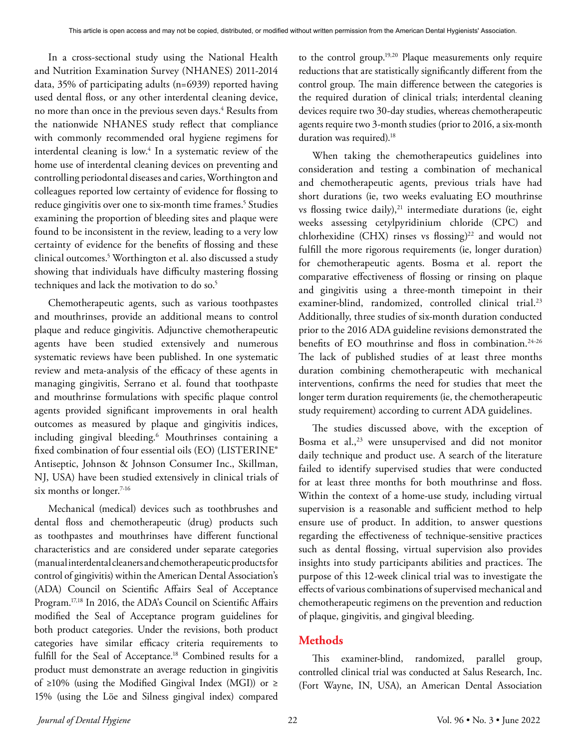In a cross-sectional study using the National Health and Nutrition Examination Survey (NHANES) 2011-2014 data, 35% of participating adults (n=6939) reported having used dental floss, or any other interdental cleaning device, no more than once in the previous seven days.[4] Results from the nationwide NHANES study reflect that compliance with commonly recommended oral hygiene regimens for interdental cleaning is low.[4] In a systematic review of the home use of interdental cleaning devices on preventing and controlling periodontal diseases and caries, Worthington and colleagues reported low certainty of evidence for flossing to reduce gingivitis over one to six-month time frames.[5] Studies examining the proportion of bleeding sites and plaque were found to be inconsistent in the review, leading to a very low certainty of evidence for the benefits of flossing and these clinical outcomes.[5] Worthington et al. also discussed a study showing that individuals have difficulty mastering flossing techniques and lack the motivation to do so.[5]

Chemotherapeutic agents, such as various toothpastes and mouthrinses, provide an additional means to control plaque and reduce gingivitis. Adjunctive chemotherapeutic agents have been studied extensively and numerous systematic reviews have been published. In one systematic review and meta-analysis of the efficacy of these agents in managing gingivitis, Serrano et al. found that toothpaste and mouthrinse formulations with specific plaque control agents provided significant improvements in oral health outcomes as measured by plaque and gingivitis indices, including gingival bleeding.[6] Mouthrinses containing a fixed combination of four essential oils (EO) (LISTERINE® Antiseptic, Johnson & Johnson Consumer Inc., Skillman, NJ, USA) have been studied extensively in clinical trials of six months or longer.[7-16]

Mechanical (medical) devices such as toothbrushes and dental floss and chemotherapeutic (drug) products such as toothpastes and mouthrinses have different functional characteristics and are considered under separate categories (manual interdental cleaners and chemotherapeutic products for control of gingivitis) within the American Dental Association's (ADA) Council on Scientific Affairs Seal of Acceptance Program.[17,18] In 2016, the ADA's Council on Scientific Affairs modified the Seal of Acceptance program guidelines for both product categories. Under the revisions, both product categories have similar efficacy criteria requirements to fulfill for the Seal of Acceptance.[18] Combined results for a product must demonstrate an average reduction in gingivitis of ≥10% (using the Modified Gingival Index (MGI)) or ≥ 15% (using the Löe and Silness gingival index) compared to the control group.[19,20] Plaque measurements only require reductions that are statistically significantly different from the control group. The main difference between the categories is the required duration of clinical trials; interdental cleaning devices require two 30-day studies, whereas chemotherapeutic agents require two 3-month studies (prior to 2016, a six-month duration was required).[18]

When taking the chemotherapeutics guidelines into consideration and testing a combination of mechanical and chemotherapeutic agents, previous trials have had short durations (ie, two weeks evaluating EO mouthrinse vs flossing twice daily),[21] intermediate durations (ie, eight weeks assessing cetylpyridinium chloride (CPC) and chlorhexidine (CHX) rinses vs flossing)[22] and would not fulfill the more rigorous requirements (ie, longer duration) for chemotherapeutic agents. Bosma et al. report the comparative effectiveness of flossing or rinsing on plaque and gingivitis using a three-month timepoint in their examiner-blind, randomized, controlled clinical trial.[23] Additionally, three studies of six-month duration conducted prior to the 2016 ADA guideline revisions demonstrated the benefits of EO mouthrinse and floss in combination.[24-26] The lack of published studies of at least three months duration combining chemotherapeutic with mechanical interventions, confirms the need for studies that meet the longer term duration requirements (ie, the chemotherapeutic study requirement) according to current ADA guidelines.

The studies discussed above, with the exception of Bosma et al.,[23] were unsupervised and did not monitor daily technique and product use. A search of the literature failed to identify supervised studies that were conducted for at least three months for both mouthrinse and floss. Within the context of a home-use study, including virtual supervision is a reasonable and sufficient method to help ensure use of product. In addition, to answer questions regarding the effectiveness of technique-sensitive practices such as dental flossing, virtual supervision also provides insights into study participants abilities and practices. The purpose of this 12-week clinical trial was to investigate the effects of various combinations of supervised mechanical and chemotherapeutic regimens on the prevention and reduction of plaque, gingivitis, and gingival bleeding.

## Methods

This examiner-blind, randomized, parallel group, controlled clinical trial was conducted at Salus Research, Inc. (Fort Wayne, IN, USA), an American Dental Association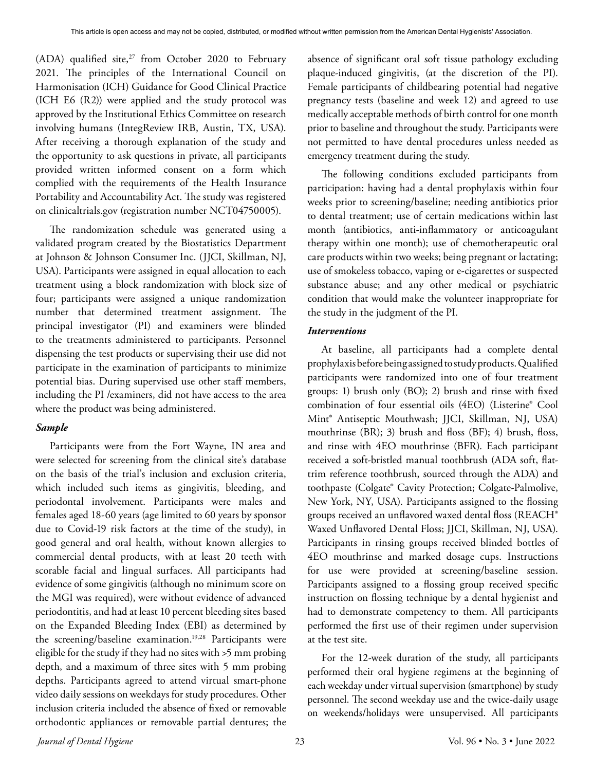(ADA) qualified site,[27] from October 2020 to February 2021. The principles of the International Council on Harmonisation (ICH) Guidance for Good Clinical Practice (ICH E6 (R2)) were applied and the study protocol was approved by the Institutional Ethics Committee on research involving humans (IntegReview IRB, Austin, TX, USA). After receiving a thorough explanation of the study and the opportunity to ask questions in private, all participants provided written informed consent on a form which complied with the requirements of the Health Insurance Portability and Accountability Act. The study was registered on clinicaltrials.gov (registration number NCT04750005).

The randomization schedule was generated using a validated program created by the Biostatistics Department at Johnson & Johnson Consumer Inc. (JJCI, Skillman, NJ, USA). Participants were assigned in equal allocation to each treatment using a block randomization with block size of four; participants were assigned a unique randomization number that determined treatment assignment. The principal investigator (PI) and examiners were blinded to the treatments administered to participants. Personnel dispensing the test products or supervising their use did not participate in the examination of participants to minimize potential bias. During supervised use other staff members, including the PI /examiners, did not have access to the area where the product was being administered.

### *Sample*

Participants were from the Fort Wayne, IN area and were selected for screening from the clinical site's database on the basis of the trial's inclusion and exclusion criteria, which included such items as gingivitis, bleeding, and periodontal involvement. Participants were males and females aged 18-60 years (age limited to 60 years by sponsor due to Covid-19 risk factors at the time of the study), in good general and oral health, without known allergies to commercial dental products, with at least 20 teeth with scorable facial and lingual surfaces. All participants had evidence of some gingivitis (although no minimum score on the MGI was required), were without evidence of advanced periodontitis, and had at least 10 percent bleeding sites based on the Expanded Bleeding Index (EBI) as determined by the screening/baseline examination.[19,28] Participants were eligible for the study if they had no sites with >5 mm probing depth, and a maximum of three sites with 5 mm probing depths. Participants agreed to attend virtual smart-phone video daily sessions on weekdays for study procedures. Other inclusion criteria included the absence of fixed or removable orthodontic appliances or removable partial dentures; the absence of significant oral soft tissue pathology excluding plaque-induced gingivitis, (at the discretion of the PI). Female participants of childbearing potential had negative pregnancy tests (baseline and week 12) and agreed to use medically acceptable methods of birth control for one month prior to baseline and throughout the study. Participants were not permitted to have dental procedures unless needed as emergency treatment during the study.

The following conditions excluded participants from participation: having had a dental prophylaxis within four weeks prior to screening/baseline; needing antibiotics prior to dental treatment; use of certain medications within last month (antibiotics, anti-inflammatory or anticoagulant therapy within one month); use of chemotherapeutic oral care products within two weeks; being pregnant or lactating; use of smokeless tobacco, vaping or e-cigarettes or suspected substance abuse; and any other medical or psychiatric condition that would make the volunteer inappropriate for the study in the judgment of the PI.

### *Interventions*

At baseline, all participants had a complete dental prophylaxis before being assigned to study products. Qualified participants were randomized into one of four treatment groups: 1) brush only (BO); 2) brush and rinse with fixed combination of four essential oils (4EO) (Listerine® Cool Mint® Antiseptic Mouthwash; JJCI, Skillman, NJ, USA) mouthrinse (BR); 3) brush and floss (BF); 4) brush, floss, and rinse with 4EO mouthrinse (BFR). Each participant received a soft-bristled manual toothbrush (ADA soft, flat-trim reference toothbrush, sourced through the ADA) and toothpaste (Colgate® Cavity Protection; Colgate-Palmolive, New York, NY, USA). Participants assigned to the flossing groups received an unflavored waxed dental floss (REACH® Waxed Unflavored Dental Floss; JJCI, Skillman, NJ, USA). Participants in rinsing groups received blinded bottles of 4EO mouthrinse and marked dosage cups. Instructions for use were provided at screening/baseline session. Participants assigned to a flossing group received specific instruction on flossing technique by a dental hygienist and had to demonstrate competency to them. All participants performed the first use of their regimen under supervision at the test site.

For the 12-week duration of the study, all participants performed their oral hygiene regimens at the beginning of each weekday under virtual supervision (smartphone) by study personnel. The second weekday use and the twice-daily usage on weekends/holidays were unsupervised. All participants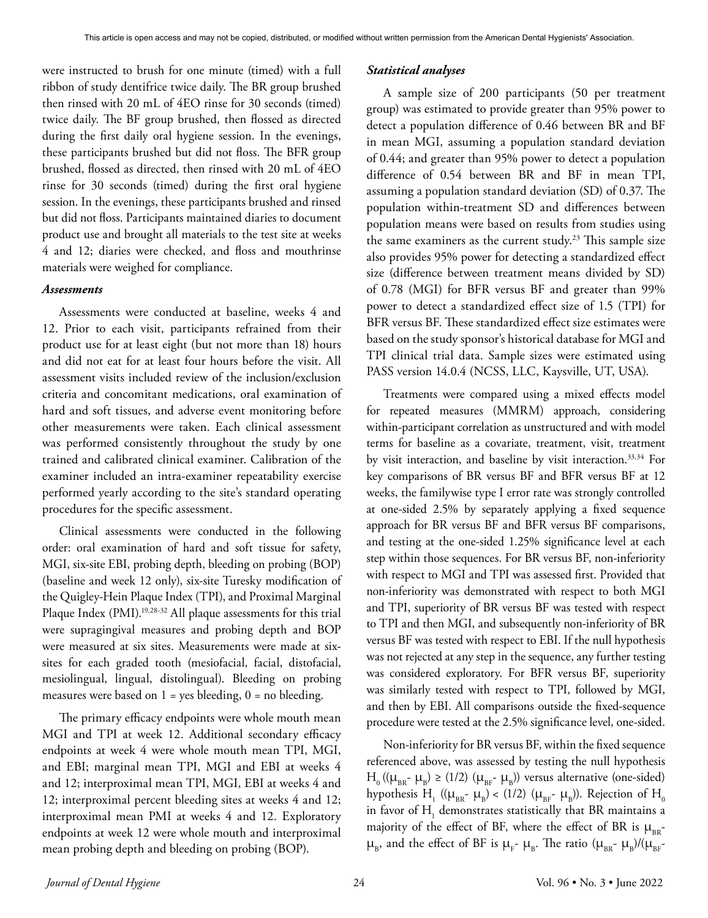were instructed to brush for one minute (timed) with a full ribbon of study dentifrice twice daily. The BR group brushed then rinsed with 20 mL of 4EO rinse for 30 seconds (timed) twice daily. The BF group brushed, then flossed as directed during the first daily oral hygiene session. In the evenings, these participants brushed but did not floss. The BFR group brushed, flossed as directed, then rinsed with 20 mL of 4EO rinse for 30 seconds (timed) during the first oral hygiene session. In the evenings, these participants brushed and rinsed but did not floss. Participants maintained diaries to document product use and brought all materials to the test site at weeks 4 and 12; diaries were checked, and floss and mouthrinse materials were weighed for compliance.

### *Assessments*

Assessments were conducted at baseline, weeks 4 and 12. Prior to each visit, participants refrained from their product use for at least eight (but not more than 18) hours and did not eat for at least four hours before the visit. All assessment visits included review of the inclusion/exclusion criteria and concomitant medications, oral examination of hard and soft tissues, and adverse event monitoring before other measurements were taken. Each clinical assessment was performed consistently throughout the study by one trained and calibrated clinical examiner. Calibration of the examiner included an intra-examiner repeatability exercise performed yearly according to the site's standard operating procedures for the specific assessment.

Clinical assessments were conducted in the following order: oral examination of hard and soft tissue for safety, MGI, six-site EBI, probing depth, bleeding on probing (BOP) (baseline and week 12 only), six-site Turesky modification of the Quigley-Hein Plaque Index (TPI), and Proximal Marginal Plaque Index (PMI).[19,28-32] All plaque assessments for this trial were supragingival measures and probing depth and BOP were measured at six sites. Measurements were made at six-sites for each graded tooth (mesiofacial, facial, distofacial, mesiolingual, lingual, distolingual). Bleeding on probing measures were based on 1 = yes bleeding, 0 = no bleeding.

The primary efficacy endpoints were whole mouth mean MGI and TPI at week 12. Additional secondary efficacy endpoints at week 4 were whole mouth mean TPI, MGI, and EBI; marginal mean TPI, MGI and EBI at weeks 4 and 12; interproximal mean TPI, MGI, EBI at weeks 4 and 12; interproximal percent bleeding sites at weeks 4 and 12; interproximal mean PMI at weeks 4 and 12. Exploratory endpoints at week 12 were whole mouth and interproximal mean probing depth and bleeding on probing (BOP).

### *Statistical analyses*

A sample size of 200 participants (50 per treatment group) was estimated to provide greater than 95% power to detect a population difference of 0.46 between BR and BF in mean MGI, assuming a population standard deviation of 0.44; and greater than 95% power to detect a population difference of 0.54 between BR and BF in mean TPI, assuming a population standard deviation (SD) of 0.37. The population within-treatment SD and differences between population means were based on results from studies using the same examiners as the current study.[23] This sample size also provides 95% power for detecting a standardized effect size (difference between treatment means divided by SD) of 0.78 (MGI) for BFR versus BF and greater than 99% power to detect a standardized effect size of 1.5 (TPI) for BFR versus BF. These standardized effect size estimates were based on the study sponsor's historical database for MGI and TPI clinical trial data. Sample sizes were estimated using PASS version 14.0.4 (NCSS, LLC, Kaysville, UT, USA).

Treatments were compared using a mixed effects model for repeated measures (MMRM) approach, considering within-participant correlation as unstructured and with model terms for baseline as a covariate, treatment, visit, treatment by visit interaction, and baseline by visit interaction.[33,34] For key comparisons of BR versus BF and BFR versus BF at 12 weeks, the familywise type I error rate was strongly controlled at one-sided 2.5% by separately applying a fixed sequence approach for BR versus BF and BFR versus BF comparisons, and testing at the one-sided 1.25% significance level at each step within those sequences. For BR versus BF, non-inferiority with respect to MGI and TPI was assessed first. Provided that non-inferiority was demonstrated with respect to both MGI and TPI, superiority of BR versus BF was tested with respect to TPI and then MGI, and subsequently non-inferiority of BR versus BF was tested with respect to EBI. If the null hypothesis was not rejected at any step in the sequence, any further testing was considered exploratory. For BFR versus BF, superiority was similarly tested with respect to TPI, followed by MGI, and then by EBI. All comparisons outside the fixed-sequence procedure were tested at the 2.5% significance level, one-sided.

Non-inferiority for BR versus BF, within the fixed sequence referenced above, was assessed by testing the null hypothesis $H_0$ ($(\mu_{BR} - \mu_B) \geq (1/2)(\mu_{BF} - \mu_B)$) versus alternative (one-sided) hypothesis $H_1$ ($(\mu_{BR} - \mu_B) < (1/2)(\mu_{BF} - \mu_B)$). Rejection of $H_0$ in favor of $H_1$ demonstrates statistically that BR maintains a majority of the effect of BF, where the effect of BR is $\mu_{BR} - \mu_B$, and the effect of BF is $\mu_F - \mu_B$. The ratio $(\mu_{BR} - \mu_B)/(\mu_{BF} -$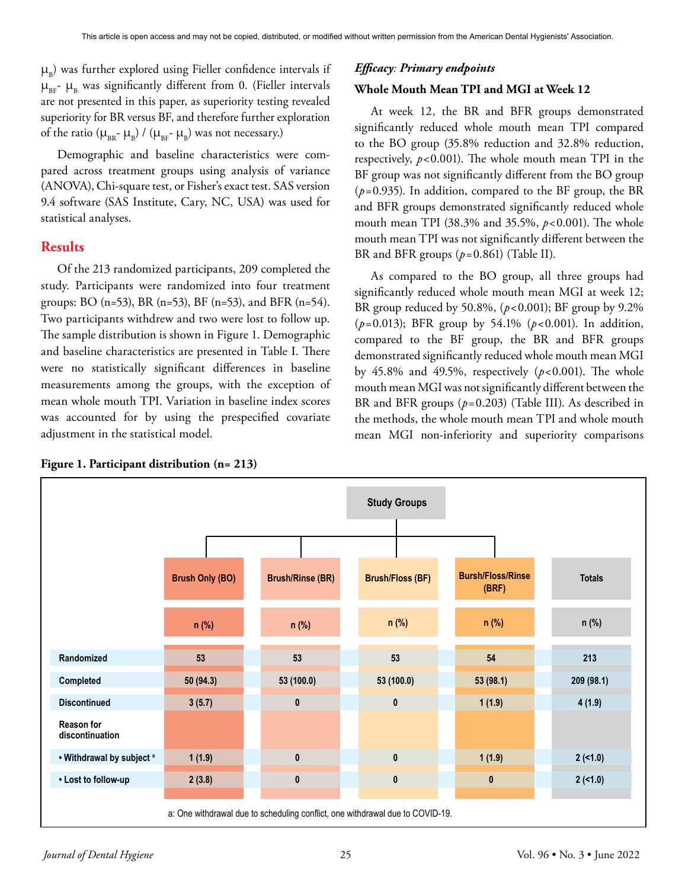$\mu_B$) was further explored using Fieller confidence intervals if $\mu_{BF}$- $\mu_B$ was significantly different from 0. (Fieller intervals are not presented in this paper, as superiority testing revealed superiority for BR versus BF, and therefore further exploration of the ratio ($\mu_{BR}$- $\mu_B$) / ($\mu_{BF}$- $\mu_B$) was not necessary.)

Demographic and baseline characteristics were compared across treatment groups using analysis of variance (ANOVA), Chi-square test, or Fisher's exact test. SAS version 9.4 software (SAS Institute, Cary, NC, USA) was used for statistical analyses.

## Results

Of the 213 randomized participants, 209 completed the study. Participants were randomized into four treatment groups: BO (n=53), BR (n=53), BF (n=53), and BFR (n=54). Two participants withdrew and two were lost to follow up. The sample distribution is shown in Figure 1. Demographic and baseline characteristics are presented in Table I. There were no statistically significant differences in baseline measurements among the groups, with the exception of mean whole mouth TPI. Variation in baseline index scores was accounted for by using the prespecified covariate adjustment in the statistical model.

### *Efficacy: Primary endpoints*

#### Whole Mouth Mean TPI and MGI at Week 12

At week 12, the BR and BFR groups demonstrated significantly reduced whole mouth mean TPI compared to the BO group (35.8% reduction and 32.8% reduction, respectively, $p<0.001$). The whole mouth mean TPI in the BF group was not significantly different from the BO group ($p=0.935$). In addition, compared to the BF group, the BR and BFR groups demonstrated significantly reduced whole mouth mean TPI (38.3% and 35.5%, $p<0.001$). The whole mouth mean TPI was not significantly different between the BR and BFR groups ($p=0.861$) (Table II).

As compared to the BO group, all three groups had significantly reduced whole mouth mean MGI at week 12; BR group reduced by 50.8%, ($p<0.001$); BF group by 9.2% ($p=0.013$); BFR group by 54.1% ($p<0.001$). In addition, compared to the BF group, the BR and BFR groups demonstrated significantly reduced whole mouth mean MGI by 45.8% and 49.5%, respectively ($p<0.001$). The whole mouth mean MGI was not significantly different between the BR and BFR groups ($p=0.203$) (Table III). As described in the methods, the whole mouth mean TPI and whole mouth mean MGI non-inferiority and superiority comparisons

**Figure 1. Participant distribution (n= 213)**

| | Brush Only (BO) | Brush/Rinse (BR) | Brush/Floss (BF) | Bursh/Floss/Rinse (BRF) | Totals |
|---|---|---|---|---|---|
| | n (%) | n (%) | n (%) | n (%) | n (%) |
| Randomized | 53 | 53 | 53 | 54 | 213 |
| Completed | 50 (94.3) | 53 (100.0) | 53 (100.0) | 53 (98.1) | 209 (98.1) |
| Discontinued | 3 (5.7) | 0 | 0 | 1 (1.9) | 4 (1.9) |
| Reason for discontinuation | | | | | |
| • Withdrawal by subject [a] | 1 (1.9) | 0 | 0 | 1 (1.9) | 2 (<1.0) |
| • Lost to follow-up | 2 (3.8) | 0 | 0 | 0 | 2 (<1.0) |

a: One withdrawal due to scheduling conflict, one withdrawal due to COVID-19.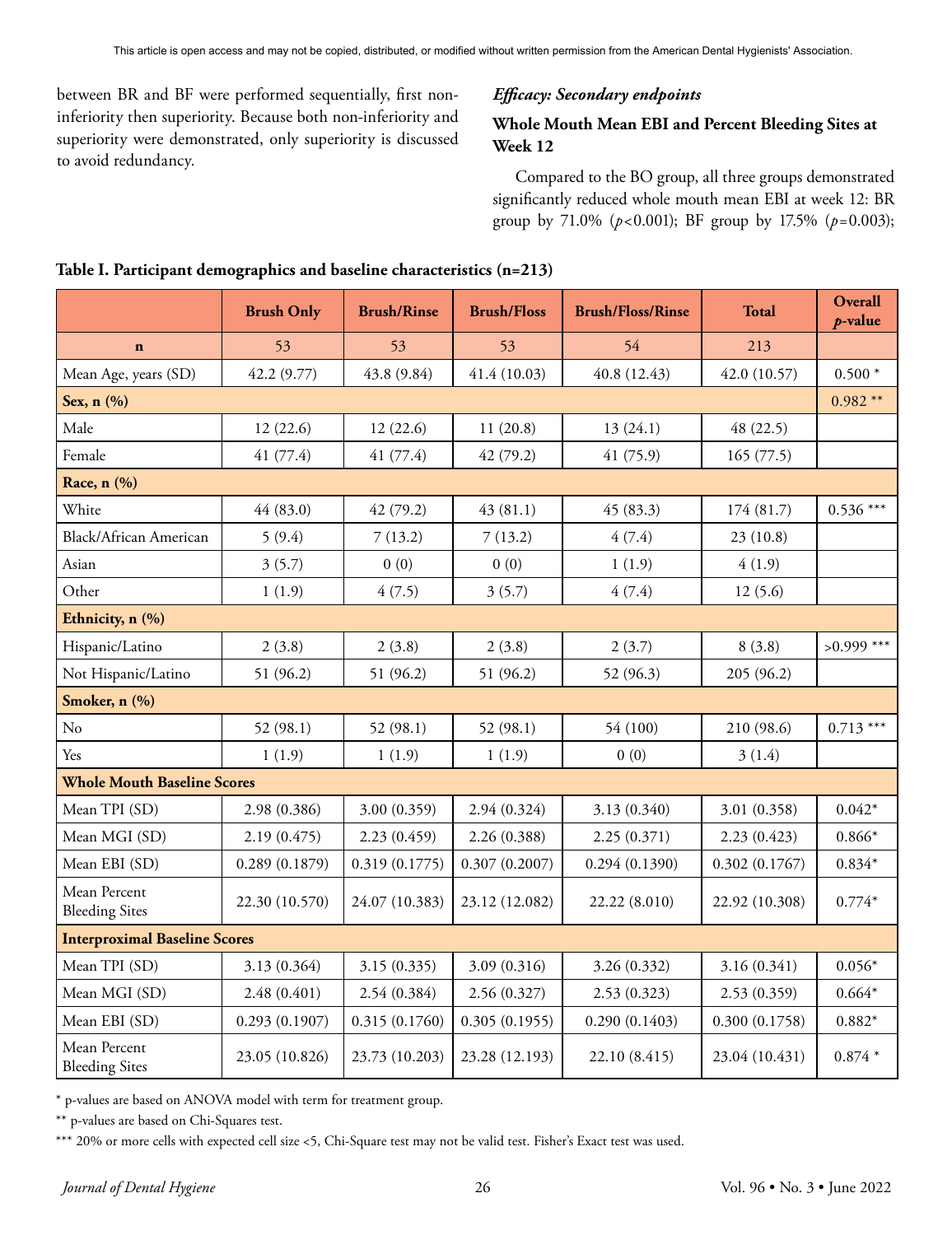between BR and BF were performed sequentially, first non-inferiority then superiority. Because both non-inferiority and superiority were demonstrated, only superiority is discussed to avoid redundancy.

### *Efficacy: Secondary endpoints*

### Whole Mouth Mean EBI and Percent Bleeding Sites at Week 12

Compared to the BO group, all three groups demonstrated significantly reduced whole mouth mean EBI at week 12: BR group by 71.0% ($p<0.001$); BF group by 17.5% ($p=0.003$);

**Table I. Participant demographics and baseline characteristics (n=213)**

| | Brush Only | Brush/Rinse | Brush/Floss | Brush/Floss/Rinse | Total | Overall *p*-value |
|---|---|---|---|---|---|---|
| **n** | 53 | 53 | 53 | 54 | 213 | |
| Mean Age, years (SD) | 42.2 (9.77) | 43.8 (9.84) | 41.4 (10.03) | 40.8 (12.43) | 42.0 (10.57) | 0.500 * |
| **Sex, n (%)** | | | | | | 0.982 ** |
| Male | 12 (22.6) | 12 (22.6) | 11 (20.8) | 13 (24.1) | 48 (22.5) | |
| Female | 41 (77.4) | 41 (77.4) | 42 (79.2) | 41 (75.9) | 165 (77.5) | |
| **Race, n (%)** | | | | | | |
| White | 44 (83.0) | 42 (79.2) | 43 (81.1) | 45 (83.3) | 174 (81.7) | 0.536 *** |
| Black/African American | 5 (9.4) | 7 (13.2) | 7 (13.2) | 4 (7.4) | 23 (10.8) | |
| Asian | 3 (5.7) | 0 (0) | 0 (0) | 1 (1.9) | 4 (1.9) | |
| Other | 1 (1.9) | 4 (7.5) | 3 (5.7) | 4 (7.4) | 12 (5.6) | |
| **Ethnicity, n (%)** | | | | | | |
| Hispanic/Latino | 2 (3.8) | 2 (3.8) | 2 (3.8) | 2 (3.7) | 8 (3.8) | >0.999 *** |
| Not Hispanic/Latino | 51 (96.2) | 51 (96.2) | 51 (96.2) | 52 (96.3) | 205 (96.2) | |
| **Smoker, n (%)** | | | | | | |
| No | 52 (98.1) | 52 (98.1) | 52 (98.1) | 54 (100) | 210 (98.6) | 0.713 *** |
| Yes | 1 (1.9) | 1 (1.9) | 1 (1.9) | 0 (0) | 3 (1.4) | |
| **Whole Mouth Baseline Scores** | | | | | | |
| Mean TPI (SD) | 2.98 (0.386) | 3.00 (0.359) | 2.94 (0.324) | 3.13 (0.340) | 3.01 (0.358) | 0.042* |
| Mean MGI (SD) | 2.19 (0.475) | 2.23 (0.459) | 2.26 (0.388) | 2.25 (0.371) | 2.23 (0.423) | 0.866* |
| Mean EBI (SD) | 0.289 (0.1879) | 0.319 (0.1775) | 0.307 (0.2007) | 0.294 (0.1390) | 0.302 (0.1767) | 0.834* |
| Mean Percent Bleeding Sites | 22.30 (10.570) | 24.07 (10.383) | 23.12 (12.082) | 22.22 (8.010) | 22.92 (10.308) | 0.774* |
| **Interproximal Baseline Scores** | | | | | | |
| Mean TPI (SD) | 3.13 (0.364) | 3.15 (0.335) | 3.09 (0.316) | 3.26 (0.332) | 3.16 (0.341) | 0.056* |
| Mean MGI (SD) | 2.48 (0.401) | 2.54 (0.384) | 2.56 (0.327) | 2.53 (0.323) | 2.53 (0.359) | 0.664* |
| Mean EBI (SD) | 0.293 (0.1907) | 0.315 (0.1760) | 0.305 (0.1955) | 0.290 (0.1403) | 0.300 (0.1758) | 0.882* |
| Mean Percent Bleeding Sites | 23.05 (10.826) | 23.73 (10.203) | 23.28 (12.193) | 22.10 (8.415) | 23.04 (10.431) | 0.874 * |

\* p-values are based on ANOVA model with term for treatment group.

** p-values are based on Chi-Squares test.

*** 20% or more cells with expected cell size <5, Chi-Square test may not be valid test. Fisher's Exact test was used.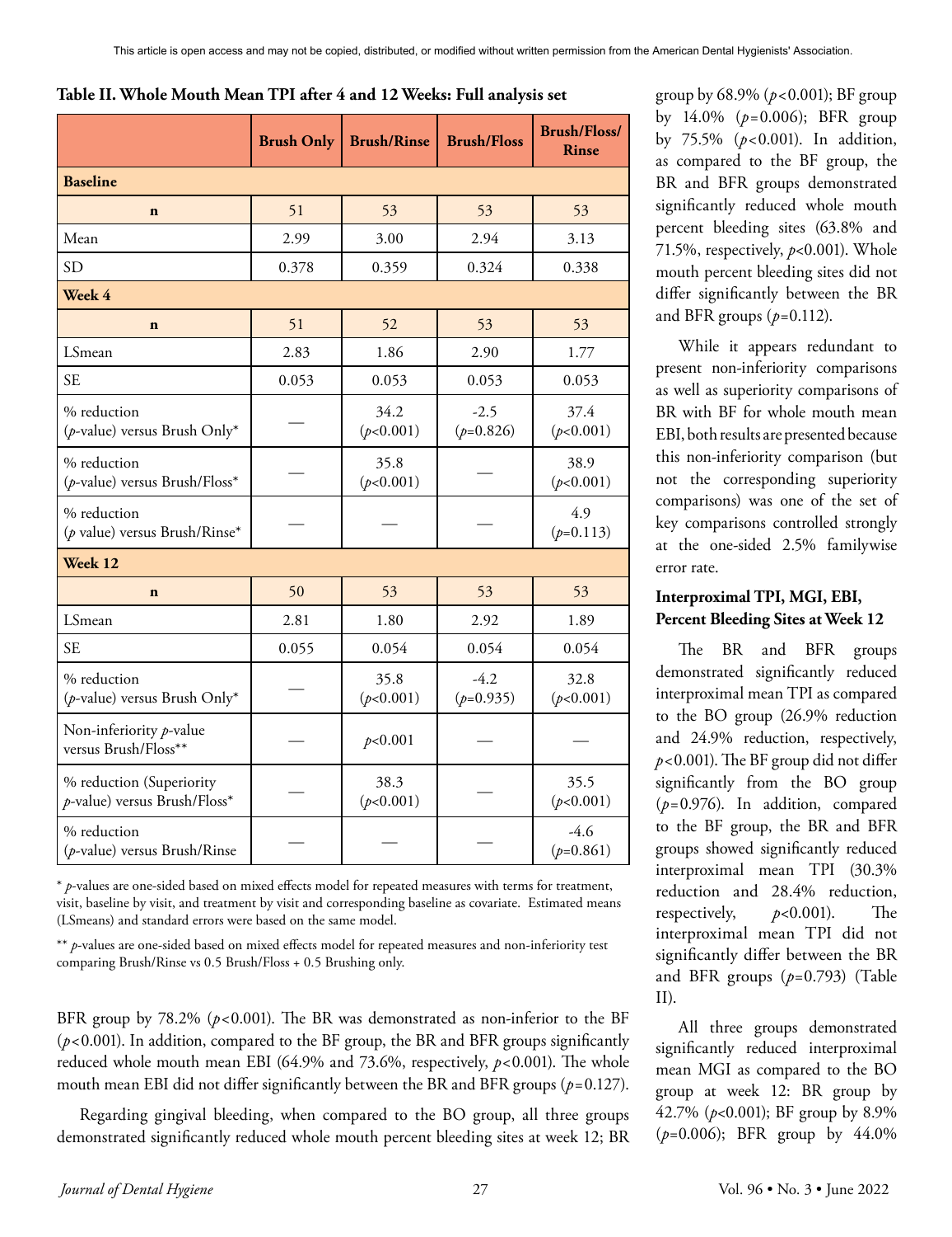**Table II. Whole Mouth Mean TPI after 4 and 12 Weeks: Full analysis set**

| | Brush Only | Brush/Rinse | Brush/Floss | Brush/Floss/ Rinse |
|---|---|---|---|---|
| **Baseline** | | | | |
| **n** | 51 | 53 | 53 | 53 |
| Mean | 2.99 | 3.00 | 2.94 | 3.13 |
| SD | 0.378 | 0.359 | 0.324 | 0.338 |
| **Week 4** | | | | |
| **n** | 51 | 52 | 53 | 53 |
| LSmean | 2.83 | 1.86 | 2.90 | 1.77 |
| SE | 0.053 | 0.053 | 0.053 | 0.053 |
| % reduction (*p*-value) versus Brush Only* | — | 34.2 ($p$<0.001) | -2.5 ($p$=0.826) | 37.4 ($p$<0.001) |
| % reduction (*p*-value) versus Brush/Floss* | — | 35.8 ($p$<0.001) | — | 38.9 ($p$<0.001) |
| % reduction (*p* value) versus Brush/Rinse* | — | — | — | 4.9 ($p$=0.113) |
| **Week 12** | | | | |
| **n** | 50 | 53 | 53 | 53 |
| LSmean | 2.81 | 1.80 | 2.92 | 1.89 |
| SE | 0.055 | 0.054 | 0.054 | 0.054 |
| % reduction (*p*-value) versus Brush Only* | — | 35.8 ($p$<0.001) | -4.2 ($p$=0.935) | 32.8 ($p$<0.001) |
| Non-inferiority *p*-value versus Brush/Floss** | — | $p$<0.001 | — | — |
| % reduction (Superiority *p*-value) versus Brush/Floss* | — | 38.3 ($p$<0.001) | — | 35.5 ($p$<0.001) |
| % reduction (*p*-value) versus Brush/Rinse | — | — | — | -4.6 ($p$=0.861) |

\* *p*-values are one-sided based on mixed effects model for repeated measures with terms for treatment, visit, baseline by visit, and treatment by visit and corresponding baseline as covariate. Estimated means (LSmeans) and standard errors were based on the same model.

\** *p*-values are one-sided based on mixed effects model for repeated measures and non-inferiority test comparing Brush/Rinse vs 0.5 Brush/Floss + 0.5 Brushing only.

BFR group by 78.2% ($p$<0.001). The BR was demonstrated as non-inferior to the BF ($p$<0.001). In addition, compared to the BF group, the BR and BFR groups significantly reduced whole mouth mean EBI (64.9% and 73.6%, respectively, $p$<0.001). The whole mouth mean EBI did not differ significantly between the BR and BFR groups ($p$=0.127).

Regarding gingival bleeding, when compared to the BO group, all three groups demonstrated significantly reduced whole mouth percent bleeding sites at week 12; BR group by 68.9% ($p$<0.001); BF group by 14.0% ($p$=0.006); BFR group by 75.5% ($p$<0.001). In addition, as compared to the BF group, the BR and BFR groups demonstrated significantly reduced whole mouth percent bleeding sites (63.8% and 71.5%, respectively, $p$<0.001). Whole mouth percent bleeding sites did not differ significantly between the BR and BFR groups ($p$=0.112).

While it appears redundant to present non-inferiority comparisons as well as superiority comparisons of BR with BF for whole mouth mean EBI, both results are presented because this non-inferiority comparison (but not the corresponding superiority comparisons) was one of the set of key comparisons controlled strongly at the one-sided 2.5% familywise error rate.

### Interproximal TPI, MGI, EBI, Percent Bleeding Sites at Week 12

The BR and BFR groups demonstrated significantly reduced interproximal mean TPI as compared to the BO group (26.9% reduction and 24.9% reduction, respectively, $p$<0.001). The BF group did not differ significantly from the BO group ($p$=0.976). In addition, compared to the BF group, the BR and BFR groups showed significantly reduced interproximal mean TPI (30.3% reduction and 28.4% reduction, respectively, $p$<0.001). The interproximal mean TPI did not significantly differ between the BR and BFR groups ($p$=0.793) (Table II).

All three groups demonstrated significantly reduced interproximal mean MGI as compared to the BO group at week 12: BR group by 42.7% ($p$<0.001); BF group by 8.9% ($p$=0.006); BFR group by 44.0%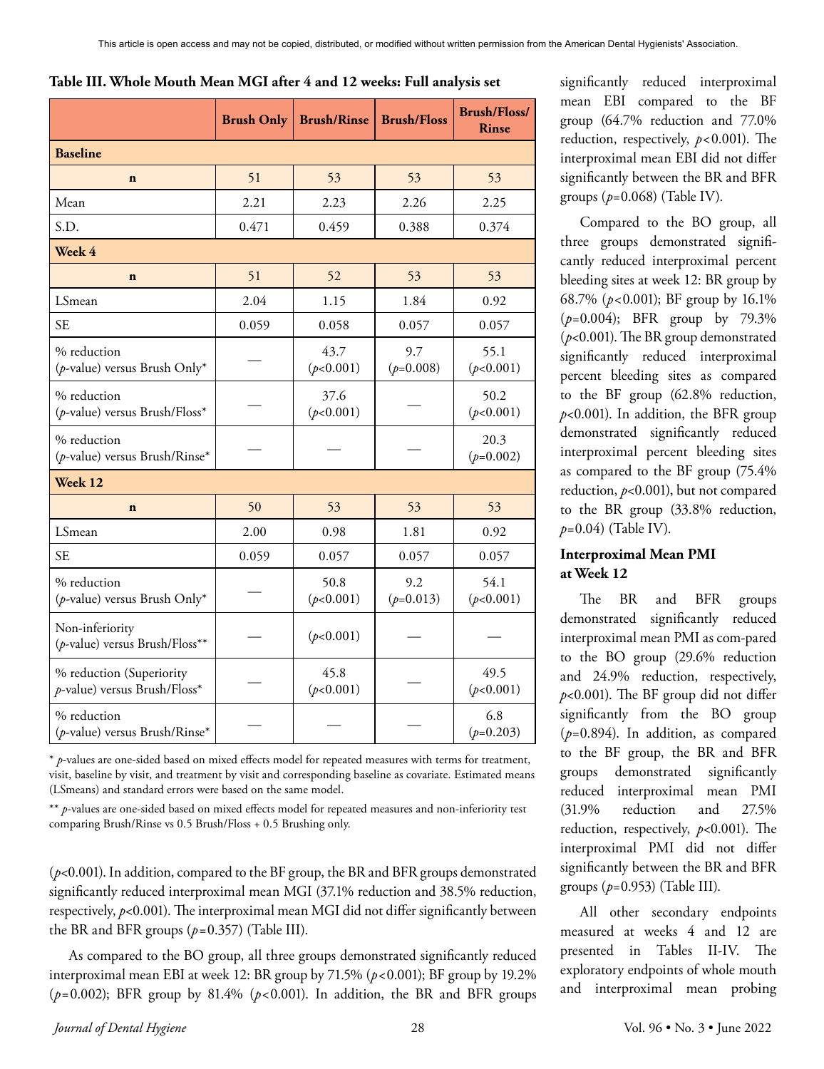**Table III. Whole Mouth Mean MGI after 4 and 12 weeks: Full analysis set**

| | Brush Only | Brush/Rinse | Brush/Floss | Brush/Floss/Rinse |
|---|---|---|---|---|
| **Baseline** | | | | |
| **n** | 51 | 53 | 53 | 53 |
| Mean | 2.21 | 2.23 | 2.26 | 2.25 |
| S.D. | 0.471 | 0.459 | 0.388 | 0.374 |
| **Week 4** | | | | |
| **n** | 51 | 52 | 53 | 53 |
| LSmean | 2.04 | 1.15 | 1.84 | 0.92 |
| SE | 0.059 | 0.058 | 0.057 | 0.057 |
| % reduction (*p*-value) versus Brush Only* | — | 43.7 ($p<0.001$) | 9.7 ($p=0.008$) | 55.1 ($p<0.001$) |
| % reduction (*p*-value) versus Brush/Floss* | — | 37.6 ($p<0.001$) | — | 50.2 ($p<0.001$) |
| % reduction (*p*-value) versus Brush/Rinse* | — | — | — | 20.3 ($p=0.002$) |
| **Week 12** | | | | |
| **n** | 50 | 53 | 53 | 53 |
| LSmean | 2.00 | 0.98 | 1.81 | 0.92 |
| SE | 0.059 | 0.057 | 0.057 | 0.057 |
| % reduction (*p*-value) versus Brush Only* | — | 50.8 ($p<0.001$) | 9.2 ($p=0.013$) | 54.1 ($p<0.001$) |
| Non-inferiority (*p*-value) versus Brush/Floss** | — | ($p<0.001$) | — | — |
| % reduction (Superiority *p*-value) versus Brush/Floss* | — | 45.8 ($p<0.001$) | — | 49.5 ($p<0.001$) |
| % reduction (*p*-value) versus Brush/Rinse* | — | — | — | 6.8 ($p=0.203$) |

\* *p*-values are one-sided based on mixed effects model for repeated measures with terms for treatment, visit, baseline by visit, and treatment by visit and corresponding baseline as covariate. Estimated means (LSmeans) and standard errors were based on the same model.

\*\* *p*-values are one-sided based on mixed effects model for repeated measures and non-inferiority test comparing Brush/Rinse vs 0.5 Brush/Floss + 0.5 Brushing only.

($p<0.001$). In addition, compared to the BF group, the BR and BFR groups demonstrated significantly reduced interproximal mean MGI (37.1% reduction and 38.5% reduction, respectively, $p<0.001$). The interproximal mean MGI did not differ significantly between the BR and BFR groups ($p=0.357$) (Table III).

As compared to the BO group, all three groups demonstrated significantly reduced interproximal mean EBI at week 12: BR group by 71.5% ($p<0.001$); BF group by 19.2% ($p=0.002$); BFR group by 81.4% ($p<0.001$). In addition, the BR and BFR groups significantly reduced interproximal mean EBI compared to the BF group (64.7% reduction and 77.0% reduction, respectively, $p<0.001$). The interproximal mean EBI did not differ significantly between the BR and BFR groups ($p=0.068$) (Table IV).

Compared to the BO group, all three groups demonstrated significantly reduced interproximal percent bleeding sites at week 12: BR group by 68.7% ($p<0.001$); BF group by 16.1% ($p=0.004$); BFR group by 79.3% ($p<0.001$). The BR group demonstrated significantly reduced interproximal percent bleeding sites as compared to the BF group (62.8% reduction, $p<0.001$). In addition, the BFR group demonstrated significantly reduced interproximal percent bleeding sites as compared to the BF group (75.4% reduction, $p<0.001$), but not compared to the BR group (33.8% reduction, $p=0.04$) (Table IV).

### Interproximal Mean PMI at Week 12

The BR and BFR groups demonstrated significantly reduced interproximal mean PMI as com-pared to the BO group (29.6% reduction and 24.9% reduction, respectively, $p<0.001$). The BF group did not differ significantly from the BO group ($p=0.894$). In addition, as compared to the BF group, the BR and BFR groups demonstrated significantly reduced interproximal mean PMI (31.9% reduction and 27.5% reduction, respectively, $p<0.001$). The interproximal PMI did not differ significantly between the BR and BFR groups ($p=0.953$) (Table III).

All other secondary endpoints measured at weeks 4 and 12 are presented in Tables II-IV. The exploratory endpoints of whole mouth and interproximal mean probing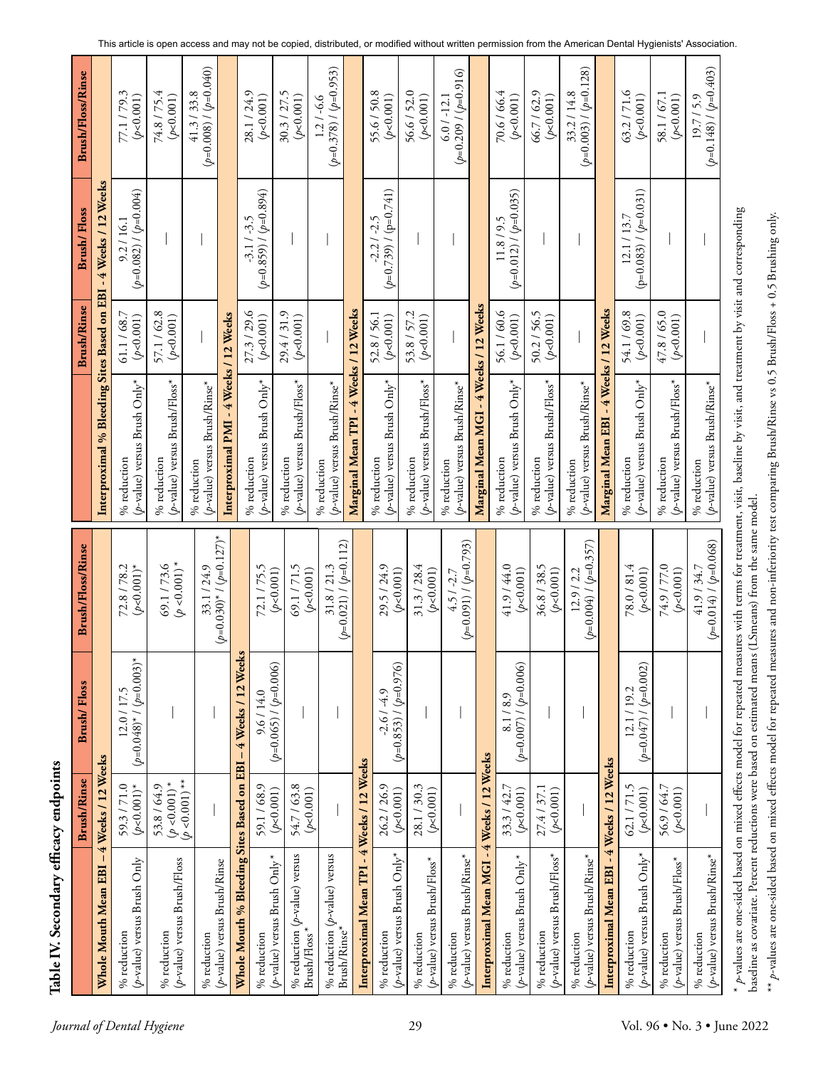## Table IV. Secondary efficacy endpoints

| | Brush/Rinse | Brush/Floss | Brush/Floss/Rinse |
|---|---|---|---|
| **Whole Mouth Mean EBI – 4 Weeks / 12 Weeks** | | | |
| % reduction ($p$-value) versus Brush Only | 59.3 / 71.0 ($p$<0.001)* | 12.0 / 17.5 ($p$=0.048)* / ($p$=0.003)* | 72.8 / 78.2 ($p$<0.001)* |
| % reduction ($p$-value) versus Brush/Floss | 53.8 / 64.9 ($p$ <0.001)* ($p$ <0.001)** | — | 69.1 / 73.6 ($p$ <0.001)* |
| % reduction ($p$-value) versus Brush/Rinse | — | — | 33.1 / 24.9 ($p$=0.030)* / ($p$=0.127)* |
| **Whole Mouth % Bleeding Sites Based on EBI – 4 Weeks / 12 Weeks** | | | |
| % reduction ($p$-value) versus Brush Only* | 59.1 / 68.9 ($p$<0.001) | 9.6 / 14.0 ($p$=0.065) / ($p$=0.006) | 72.1 / 75.5 ($p$<0.001) |
| % reduction ($p$-value) versus Brush/Floss* | 54.7 / 63.8 ($p$<0.001) | — | 69.1 / 71.5 ($p$<0.001) |
| % reduction ($p$-value) versus Brush/Rinse* | — | — | 31.8 / 21.3 ($p$=0.021) / ($p$=0.112) |
| **Interproximal Mean TPI - 4 Weeks / 12 Weeks** | | | |
| % reduction ($p$-value) versus Brush Only* | 26.2 / 26.9 ($p$<0.001) | -2.6 / -4.9 ($p$=0.853) / ($p$=0.976) | 29.5 / 24.9 ($p$<0.001) |
| % reduction ($p$-value) versus Brush/Floss* | 28.1 / 30.3 ($p$<0.001) | — | 31.3 / 28.4 ($p$<0.001) |
| % reduction ($p$-value) versus Brush/Rinse* | — | — | 4.5 / -2.7 ($p$=0.091) / ($p$=0.793) |
| **Interproximal Mean MGI - 4 Weeks / 12 Weeks** | | | |
| % reduction ($p$-value) versus Brush Only* | 33.3 / 42.7 ($p$<0.001) | 8.1 / 8.9 ($p$=0.007) / ($p$=0.006) | 41.9 / 44.0 ($p$<0.001) |
| % reduction ($p$-value) versus Brush/Floss* | 27.4 / 37.1 ($p$<0.001) | — | 36.8 / 38.5 ($p$<0.001) |
| % reduction ($p$-value) versus Brush/Rinse* | — | — | 12.9 / 2.2 ($p$=0.004) / ($p$=0.357) |
| **Interproximal Mean EBI - 4 Weeks / 12 Weeks** | | | |
| % reduction ($p$-value) versus Brush Only* | 62.1 / 71.5 ($p$<0.001) | 12.1 / 19.2 ($p$=0.047) / ($p$=0.002) | 78.0 / 81.4 ($p$<0.001) |
| % reduction ($p$-value) versus Brush/Floss* | 56.9 / 64.7 ($p$<0.001) | — | 74.9 / 77.0 ($p$<0.001) |
| % reduction ($p$-value) versus Brush/Rinse* | — | — | 41.9 / 34.7 ($p$=0.014) / ($p$=0.068) |
| **Interproximal % Bleeding Sites Based on EBI - 4 Weeks / 12 Weeks** | | | |
| % reduction ($p$-value) versus Brush Only* | 61.1 / 68.7 ($p$<0.001) | 9.2 / 16.1 ($p$=0.082) / ($p$=0.004) | 77.1 / 79.3 ($p$<0.001) |
| % reduction ($p$-value) versus Brush/Floss* | 57.1 / 62.8 ($p$<0.001) | — | 74.8 / 75.4 ($p$<0.001) |
| % reduction ($p$-value) versus Brush/Rinse* | — | — | 41.3 / 33.8 ($p$=0.008) / ($p$=0.040) |
| **Interproximal PMI - 4 Weeks / 12 Weeks** | | | |
| % reduction ($p$-value) versus Brush Only* | 27.3 / 29.6 ($p$<0.001) | -3.1 / -3.5 ($p$=0.859) / ($p$=0.894) | 28.1 / 24.9 ($p$<0.001) |
| % reduction ($p$-value) versus Brush/Floss* | 29.4 / 31.9 ($p$<0.001) | — | 30.3 / 27.5 ($p$<0.001) |
| % reduction ($p$-value) versus Brush/Rinse* | — | — | 1.2 / -6.6 ($p$=0.378) / ($p$=0.953) |
| **Marginal Mean TPI - 4 Weeks / 12 Weeks** | | | |
| % reduction ($p$-value) versus Brush Only* | 52.8 / 56.1 ($p$<0.001) | -2.2 / -2.5 ($p$=0.739) / ($p$=0.741) | 55.6 / 50.8 ($p$<0.001) |
| % reduction ($p$-value) versus Brush/Floss* | 53.8 / 57.2 ($p$<0.001) | — | 56.6 / 52.0 ($p$<0.001) |
| % reduction ($p$-value) versus Brush/Rinse* | — | — | 6.0 / -12.1 ($p$=0.209 / ($p$=0.916) |
| **Marginal Mean MGI - 4 Weeks / 12 Weeks** | | | |
| % reduction ($p$-value) versus Brush Only* | 56.1 / 60.6 ($p$<0.001) | 11.8 / 9.5 ($p$=0.012) / ($p$=0.035) | 70.6 / 66.4 ($p$<0.001) |
| % reduction ($p$-value) versus Brush/Floss* | 50.2 / 56.5 ($p$<0.001) | — | 66.7 / 62.9 ($p$<0.001) |
| % reduction ($p$-value) versus Brush/Rinse* | — | — | 33.2 / 14.8 ($p$=0.003) / ($p$=0.128) |
| **Marginal Mean EBI - 4 Weeks / 12 Weeks** | | | |
| % reduction ($p$-value) versus Brush Only* | 54.1 / 69.8 ($p$<0.001) | 12.1 / 13.7 ($p$=0.083) / ($p$=0.031) | 63.2 / 71.6 ($p$<0.001) |
| % reduction ($p$-value) versus Brush/Floss* | 47.8 / 65.0 ($p$<0.001) | — | 58.1 / 67.1 ($p$<0.001) |
| % reduction ($p$-value) versus Brush/Rinse* | — | — | 19.7 / 5.9 ($p$=0.148) / ($p$=0.403) |

\* $p$-values are one-sided based on mixed effects model for repeated measures with terms for treatment, visit, baseline by visit, and treatment by visit and corresponding baseline as covariate. Percent reductions were based on estimated means (LSmeans) from the same model.

\*\* $p$-values are one-sided based on mixed effects model for repeated measures and non-inferiority test comparing Brush/Rinse vs 0.5 Brush/Floss + 0.5 Brushing only.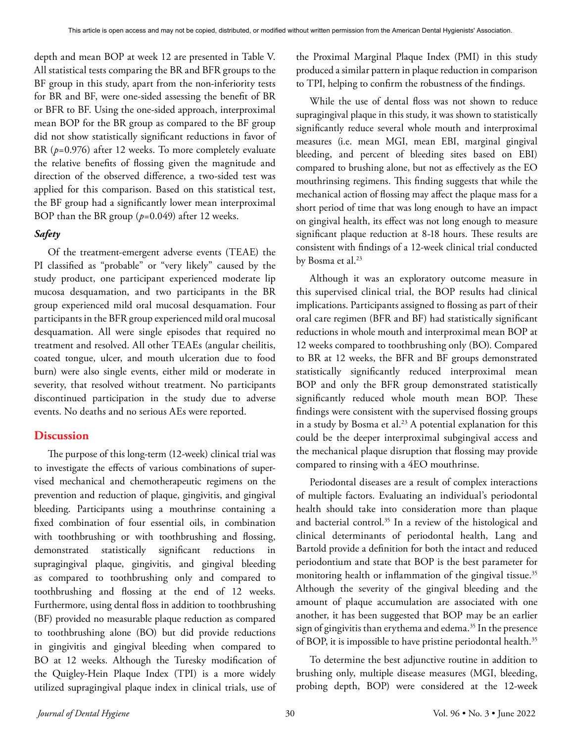depth and mean BOP at week 12 are presented in Table V. All statistical tests comparing the BR and BFR groups to the BF group in this study, apart from the non-inferiority tests for BR and BF, were one-sided assessing the benefit of BR or BFR to BF. Using the one-sided approach, interproximal mean BOP for the BR group as compared to the BF group did not show statistically significant reductions in favor of BR ($p$=0.976) after 12 weeks. To more completely evaluate the relative benefits of flossing given the magnitude and direction of the observed difference, a two-sided test was applied for this comparison. Based on this statistical test, the BF group had a significantly lower mean interproximal BOP than the BR group ($p$=0.049) after 12 weeks.

### *Safety*

Of the treatment-emergent adverse events (TEAE) the PI classified as "probable" or "very likely" caused by the study product, one participant experienced moderate lip mucosa desquamation, and two participants in the BR group experienced mild oral mucosal desquamation. Four participants in the BFR group experienced mild oral mucosal desquamation. All were single episodes that required no treatment and resolved. All other TEAEs (angular cheilitis, coated tongue, ulcer, and mouth ulceration due to food burn) were also single events, either mild or moderate in severity, that resolved without treatment. No participants discontinued participation in the study due to adverse events. No deaths and no serious AEs were reported.

## Discussion

The purpose of this long-term (12-week) clinical trial was to investigate the effects of various combinations of supervised mechanical and chemotherapeutic regimens on the prevention and reduction of plaque, gingivitis, and gingival bleeding. Participants using a mouthrinse containing a fixed combination of four essential oils, in combination with toothbrushing or with toothbrushing and flossing, demonstrated statistically significant reductions in supragingival plaque, gingivitis, and gingival bleeding as compared to toothbrushing only and compared to toothbrushing and flossing at the end of 12 weeks. Furthermore, using dental floss in addition to toothbrushing (BF) provided no measurable plaque reduction as compared to toothbrushing alone (BO) but did provide reductions in gingivitis and gingival bleeding when compared to BO at 12 weeks. Although the Turesky modification of the Quigley-Hein Plaque Index (TPI) is a more widely utilized supragingival plaque index in clinical trials, use of the Proximal Marginal Plaque Index (PMI) in this study produced a similar pattern in plaque reduction in comparison to TPI, helping to confirm the robustness of the findings.

While the use of dental floss was not shown to reduce supragingival plaque in this study, it was shown to statistically significantly reduce several whole mouth and interproximal measures (i.e. mean MGI, mean EBI, marginal gingival bleeding, and percent of bleeding sites based on EBI) compared to brushing alone, but not as effectively as the EO mouthrinsing regimens. This finding suggests that while the mechanical action of flossing may affect the plaque mass for a short period of time that was long enough to have an impact on gingival health, its effect was not long enough to measure significant plaque reduction at 8-18 hours. These results are consistent with findings of a 12-week clinical trial conducted by Bosma et al.[23]

Although it was an exploratory outcome measure in this supervised clinical trial, the BOP results had clinical implications. Participants assigned to flossing as part of their oral care regimen (BFR and BF) had statistically significant reductions in whole mouth and interproximal mean BOP at 12 weeks compared to toothbrushing only (BO). Compared to BR at 12 weeks, the BFR and BF groups demonstrated statistically significantly reduced interproximal mean BOP and only the BFR group demonstrated statistically significantly reduced whole mouth mean BOP. These findings were consistent with the supervised flossing groups in a study by Bosma et al.[23] A potential explanation for this could be the deeper interproximal subgingival access and the mechanical plaque disruption that flossing may provide compared to rinsing with a 4EO mouthrinse.

Periodontal diseases are a result of complex interactions of multiple factors. Evaluating an individual's periodontal health should take into consideration more than plaque and bacterial control.[35] In a review of the histological and clinical determinants of periodontal health, Lang and Bartold provide a definition for both the intact and reduced periodontium and state that BOP is the best parameter for monitoring health or inflammation of the gingival tissue.[35] Although the severity of the gingival bleeding and the amount of plaque accumulation are associated with one another, it has been suggested that BOP may be an earlier sign of gingivitis than erythema and edema.[35] In the presence of BOP, it is impossible to have pristine periodontal health.[35]

To determine the best adjunctive routine in addition to brushing only, multiple disease measures (MGI, bleeding, probing depth, BOP) were considered at the 12-week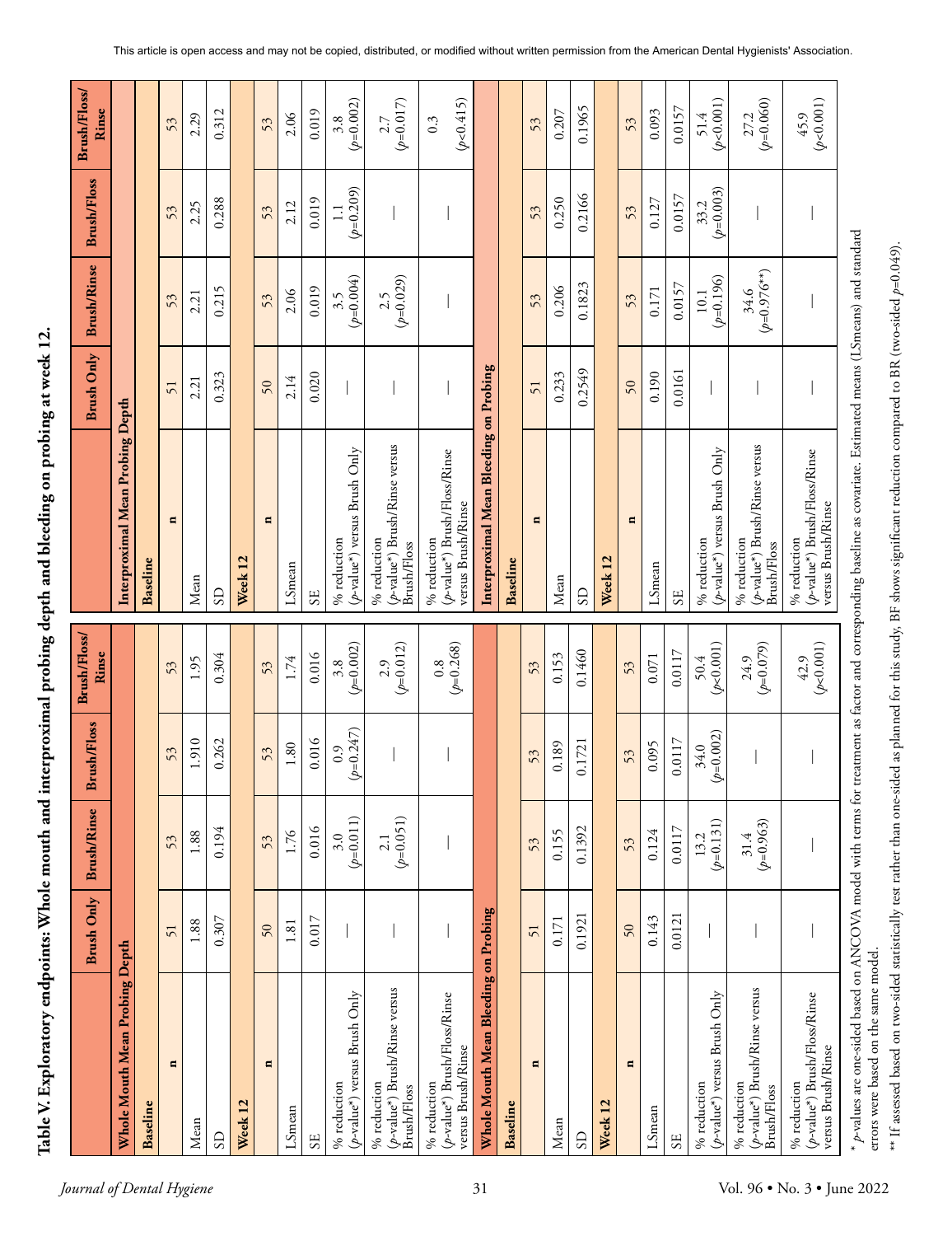**Table V. Exploratory endpoints: Whole mouth and interproximal probing depth and bleeding on probing at week 12.**

| | Brush Only | Brush/Rinse | Brush/Floss | Brush/Floss/Rinse |
|---|---|---|---|---|
| **Whole Mouth Mean Probing Depth** | | | | |
| **Baseline** | | | | |
| n | 51 | 53 | 53 | 53 |
| Mean | 1.88 | 1.88 | 1.910 | 1.95 |
| SD | 0.307 | 0.194 | 0.262 | 0.304 |
| **Week 12** | | | | |
| n | 50 | 53 | 53 | 53 |
| LSmean | 1.81 | 1.76 | 1.80 | 1.74 |
| SE | 0.017 | 0.016 | 0.016 | 0.016 |
| % reduction ($p$-value*) versus Brush Only | — | 3.0 ($p$=0.011) | 0.9 ($p$=0.247) | 3.8 ($p$=0.002) |
| % reduction ($p$-value*) Brush/Rinse versus Brush/Floss | — | 2.1 ($p$=0.051) | — | 2.9 ($p$=0.012) |
| % reduction ($p$-value*) Brush/Floss/Rinse versus Brush/Rinse | — | — | — | 0.8 ($p$=0.268) |
| **Whole Mouth Mean Bleeding on Probing** | | | | |
| **Baseline** | | | | |
| n | 51 | 53 | 53 | 53 |
| Mean | 0.171 | 0.155 | 0.189 | 0.153 |
| SD | 0.1921 | 0.1392 | 0.1721 | 0.1460 |
| **Week 12** | | | | |
| n | 50 | 53 | 53 | 53 |
| LSmean | 0.143 | 0.124 | 0.095 | 0.071 |
| SE | 0.0121 | 0.0117 | 0.0117 | 0.0117 |
| % reduction ($p$-value*) versus Brush Only | — | 13.2 ($p$=0.131) | 34.0 ($p$=0.002) | 50.4 ($p$<0.001) |
| % reduction ($p$-value*) Brush/Rinse versus Brush/Floss | — | 31.4 ($p$=0.963) | — | 24.9 ($p$=0.079) |
| % reduction ($p$-value*) Brush/Floss/Rinse versus Brush/Rinse | — | — | — | 42.9 ($p$<0.001) |

| | Brush Only | Brush/Rinse | Brush/Floss | Brush/Floss/Rinse |
|---|---|---|---|---|
| **Interproximal Mean Probing Depth** | | | | |
| **Baseline** | | | | |
| n | 51 | 53 | 53 | 53 |
| Mean | 2.21 | 2.21 | 2.25 | 2.29 |
| SD | 0.323 | 0.215 | 0.288 | 0.312 |
| **Week 12** | | | | |
| n | 50 | 53 | 53 | 53 |
| LSmean | 2.14 | 2.06 | 2.12 | 2.06 |
| SE | 0.020 | 0.019 | 0.019 | 0.019 |
| % reduction ($p$-value*) versus Brush Only | — | 3.5 ($p$=0.004) | 1.1 ($p$=0.209) | 3.8 ($p$=0.002) |
| % reduction ($p$-value*) Brush/Rinse versus Brush/Floss | — | 2.5 ($p$=0.029) | — | 2.7 ($p$=0.017) |
| % reduction ($p$-value*) Brush/Floss/Rinse versus Brush/Rinse | — | — | — | 0.3 ($p$<0.415) |
| **Interproximal Mean Bleeding on Probing** | | | | |
| **Baseline** | | | | |
| n | 51 | 53 | 53 | 53 |
| Mean | 0.233 | 0.206 | 0.250 | 0.207 |
| SD | 0.2549 | 0.1823 | 0.2166 | 0.1965 |
| **Week 12** | | | | |
| n | 50 | 53 | 53 | 53 |
| LSmean | 0.190 | 0.171 | 0.127 | 0.093 |
| SE | 0.0161 | 0.0157 | 0.0157 | 0.0157 |
| % reduction ($p$-value*) versus Brush Only | — | 10.1 ($p$=0.196) | 33.2 ($p$=0.003) | 51.4 ($p$<0.001) |
| % reduction ($p$-value*) Brush/Rinse versus Brush/Floss | — | 34.6 ($p$=0.976**) | — | 27.2 ($p$=0.060) |
| % reduction ($p$-value*) Brush/Floss/Rinse versus Brush/Rinse | — | — | — | 45.9 ($p$<0.001) |

\* $p$-values are one-sided based on ANCOVA model with terms for treatment as factor and corresponding baseline as covariate. Estimated means (LSmeans) and standard errors were based on the same model.

** If assessed based on two-sided statistically test rather than one-sided as planned for this study, BF shows significant reduction compared to BR (two-sided $p$=0.049).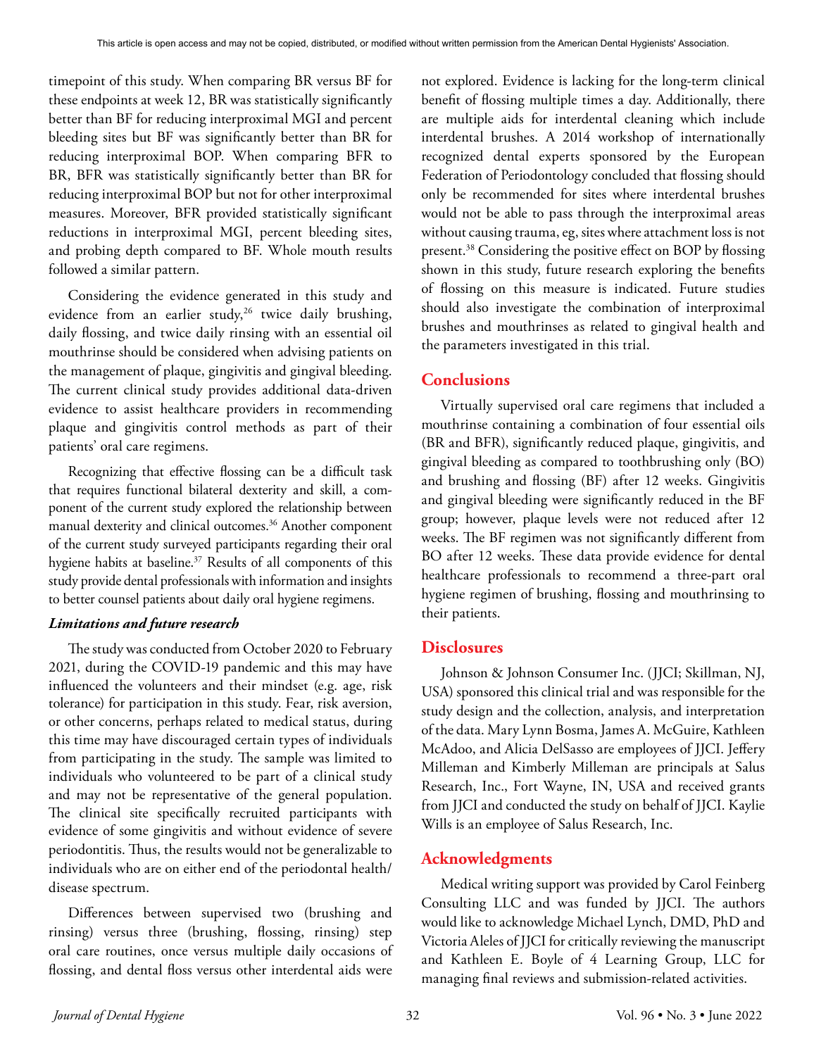timepoint of this study. When comparing BR versus BF for these endpoints at week 12, BR was statistically significantly better than BF for reducing interproximal MGI and percent bleeding sites but BF was significantly better than BR for reducing interproximal BOP. When comparing BFR to BR, BFR was statistically significantly better than BR for reducing interproximal BOP but not for other interproximal measures. Moreover, BFR provided statistically significant reductions in interproximal MGI, percent bleeding sites, and probing depth compared to BF. Whole mouth results followed a similar pattern.

Considering the evidence generated in this study and evidence from an earlier study,[26] twice daily brushing, daily flossing, and twice daily rinsing with an essential oil mouthrinse should be considered when advising patients on the management of plaque, gingivitis and gingival bleeding. The current clinical study provides additional data-driven evidence to assist healthcare providers in recommending plaque and gingivitis control methods as part of their patients' oral care regimens.

Recognizing that effective flossing can be a difficult task that requires functional bilateral dexterity and skill, a component of the current study explored the relationship between manual dexterity and clinical outcomes.[36] Another component of the current study surveyed participants regarding their oral hygiene habits at baseline.[37] Results of all components of this study provide dental professionals with information and insights to better counsel patients about daily oral hygiene regimens.

### *Limitations and future research*

The study was conducted from October 2020 to February 2021, during the COVID-19 pandemic and this may have influenced the volunteers and their mindset (e.g. age, risk tolerance) for participation in this study. Fear, risk aversion, or other concerns, perhaps related to medical status, during this time may have discouraged certain types of individuals from participating in the study. The sample was limited to individuals who volunteered to be part of a clinical study and may not be representative of the general population. The clinical site specifically recruited participants with evidence of some gingivitis and without evidence of severe periodontitis. Thus, the results would not be generalizable to individuals who are on either end of the periodontal health/disease spectrum.

Differences between supervised two (brushing and rinsing) versus three (brushing, flossing, rinsing) step oral care routines, once versus multiple daily occasions of flossing, and dental floss versus other interdental aids were not explored. Evidence is lacking for the long-term clinical benefit of flossing multiple times a day. Additionally, there are multiple aids for interdental cleaning which include interdental brushes. A 2014 workshop of internationally recognized dental experts sponsored by the European Federation of Periodontology concluded that flossing should only be recommended for sites where interdental brushes would not be able to pass through the interproximal areas without causing trauma, eg, sites where attachment loss is not present.[38] Considering the positive effect on BOP by flossing shown in this study, future research exploring the benefits of flossing on this measure is indicated. Future studies should also investigate the combination of interproximal brushes and mouthrinses as related to gingival health and the parameters investigated in this trial.

## Conclusions

Virtually supervised oral care regimens that included a mouthrinse containing a combination of four essential oils (BR and BFR), significantly reduced plaque, gingivitis, and gingival bleeding as compared to toothbrushing only (BO) and brushing and flossing (BF) after 12 weeks. Gingivitis and gingival bleeding were significantly reduced in the BF group; however, plaque levels were not reduced after 12 weeks. The BF regimen was not significantly different from BO after 12 weeks. These data provide evidence for dental healthcare professionals to recommend a three-part oral hygiene regimen of brushing, flossing and mouthrinsing to their patients.

## Disclosures

Johnson & Johnson Consumer Inc. (JJCI; Skillman, NJ, USA) sponsored this clinical trial and was responsible for the study design and the collection, analysis, and interpretation of the data. Mary Lynn Bosma, James A. McGuire, Kathleen McAdoo, and Alicia DelSasso are employees of JJCI. Jeffery Milleman and Kimberly Milleman are principals at Salus Research, Inc., Fort Wayne, IN, USA and received grants from JJCI and conducted the study on behalf of JJCI. Kaylie Wills is an employee of Salus Research, Inc.

## Acknowledgments

Medical writing support was provided by Carol Feinberg Consulting LLC and was funded by JJCI. The authors would like to acknowledge Michael Lynch, DMD, PhD and Victoria Aleles of JJCI for critically reviewing the manuscript and Kathleen E. Boyle of 4 Learning Group, LLC for managing final reviews and submission-related activities.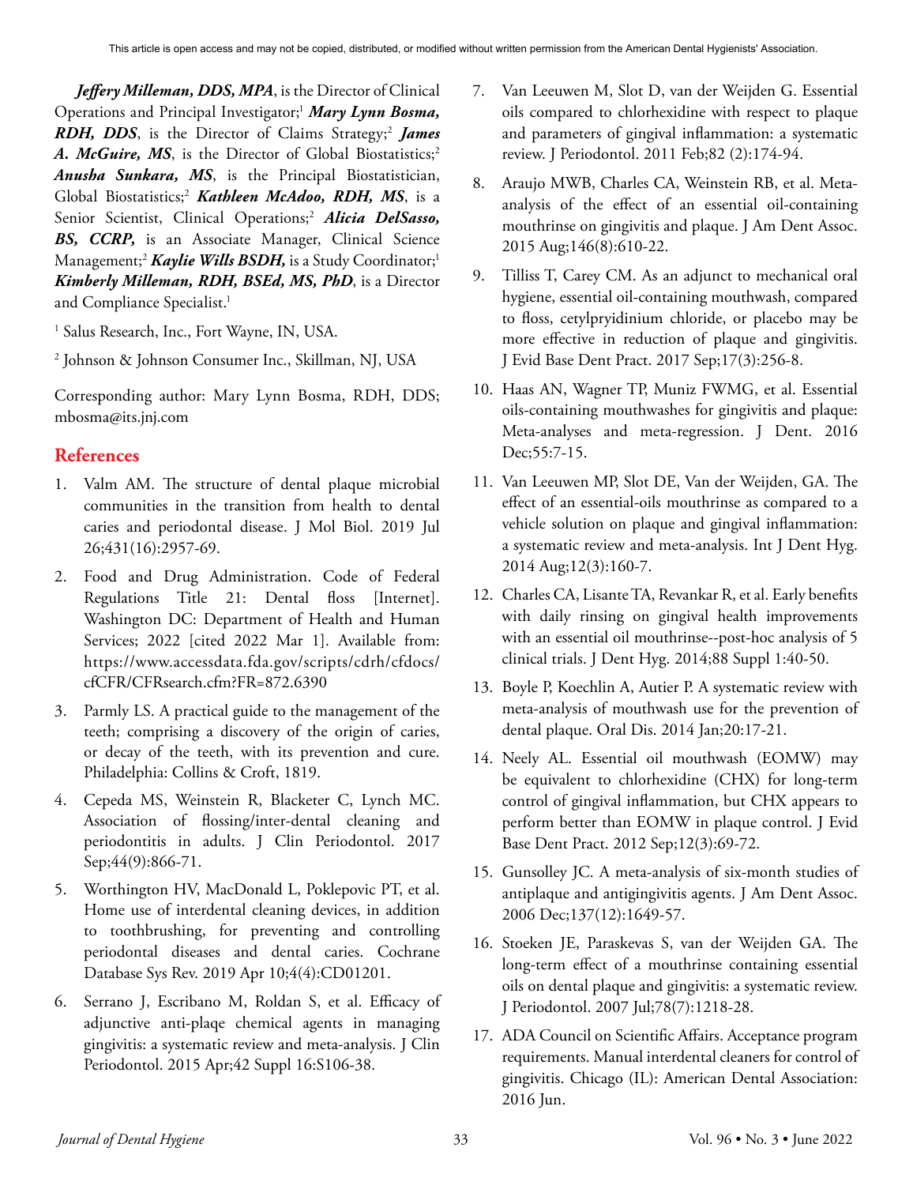***Jeffery Milleman, DDS, MPA***, is the Director of Clinical Operations and Principal Investigator;[1] ***Mary Lynn Bosma, RDH, DDS***, is the Director of Claims Strategy;[2] ***James A. McGuire, MS***, is the Director of Global Biostatistics;[2] ***Anusha Sunkara, MS***, is the Principal Biostatistician, Global Biostatistics;[2] ***Kathleen McAdoo, RDH, MS***, is a Senior Scientist, Clinical Operations;[2] ***Alicia DelSasso, BS, CCRP,*** is an Associate Manager, Clinical Science Management;[2] ***Kaylie Wills BSDH,*** is a Study Coordinator;[1] ***Kimberly Milleman, RDH, BSEd, MS, PhD***, is a Director and Compliance Specialist.[1]

[1] Salus Research, Inc., Fort Wayne, IN, USA.

[2] Johnson & Johnson Consumer Inc., Skillman, NJ, USA

Corresponding author: Mary Lynn Bosma, RDH, DDS; mbosma@its.jnj.com

## References

1. Valm AM. The structure of dental plaque microbial communities in the transition from health to dental caries and periodontal disease. J Mol Biol. 2019 Jul 26;431(16):2957-69.
2. Food and Drug Administration. Code of Federal Regulations Title 21: Dental floss [Internet]. Washington DC: Department of Health and Human Services; 2022 [cited 2022 Mar 1]. Available from: https://www.accessdata.fda.gov/scripts/cdrh/cfdocs/cfCFR/CFRsearch.cfm?FR=872.6390
3. Parmly LS. A practical guide to the management of the teeth; comprising a discovery of the origin of caries, or decay of the teeth, with its prevention and cure. Philadelphia: Collins & Croft, 1819.
4. Cepeda MS, Weinstein R, Blacketer C, Lynch MC. Association of flossing/inter-dental cleaning and periodontitis in adults. J Clin Periodontol. 2017 Sep;44(9):866-71.
5. Worthington HV, MacDonald L, Poklepovic PT, et al. Home use of interdental cleaning devices, in addition to toothbrushing, for preventing and controlling periodontal diseases and dental caries. Cochrane Database Sys Rev. 2019 Apr 10;4(4):CD01201.
6. Serrano J, Escribano M, Roldan S, et al. Efficacy of adjunctive anti-plaqe chemical agents in managing gingivitis: a systematic review and meta-analysis. J Clin Periodontol. 2015 Apr;42 Suppl 16:S106-38.
7. Van Leeuwen M, Slot D, van der Weijden G. Essential oils compared to chlorhexidine with respect to plaque and parameters of gingival inflammation: a systematic review. J Periodontol. 2011 Feb;82 (2):174-94.
8. Araujo MWB, Charles CA, Weinstein RB, et al. Meta-analysis of the effect of an essential oil-containing mouthrinse on gingivitis and plaque. J Am Dent Assoc. 2015 Aug;146(8):610-22.
9. Tilliss T, Carey CM. As an adjunct to mechanical oral hygiene, essential oil-containing mouthwash, compared to floss, cetylpryidinium chloride, or placebo may be more effective in reduction of plaque and gingivitis. J Evid Base Dent Pract. 2017 Sep;17(3):256-8.
10. Haas AN, Wagner TP, Muniz FWMG, et al. Essential oils-containing mouthwashes for gingivitis and plaque: Meta-analyses and meta-regression. J Dent. 2016 Dec;55:7-15.
11. Van Leeuwen MP, Slot DE, Van der Weijden, GA. The effect of an essential-oils mouthrinse as compared to a vehicle solution on plaque and gingival inflammation: a systematic review and meta-analysis. Int J Dent Hyg. 2014 Aug;12(3):160-7.
12. Charles CA, Lisante TA, Revankar R, et al. Early benefits with daily rinsing on gingival health improvements with an essential oil mouthrinse--post-hoc analysis of 5 clinical trials. J Dent Hyg. 2014;88 Suppl 1:40-50.
13. Boyle P, Koechlin A, Autier P. A systematic review with meta-analysis of mouthwash use for the prevention of dental plaque. Oral Dis. 2014 Jan;20:17-21.
14. Neely AL. Essential oil mouthwash (EOMW) may be equivalent to chlorhexidine (CHX) for long-term control of gingival inflammation, but CHX appears to perform better than EOMW in plaque control. J Evid Base Dent Pract. 2012 Sep;12(3):69-72.
15. Gunsolley JC. A meta-analysis of six-month studies of antiplaque and antigingivitis agents. J Am Dent Assoc. 2006 Dec;137(12):1649-57.
16. Stoeken JE, Paraskevas S, van der Weijden GA. The long-term effect of a mouthrinse containing essential oils on dental plaque and gingivitis: a systematic review. J Periodontol. 2007 Jul;78(7):1218-28.
17. ADA Council on Scientific Affairs. Acceptance program requirements. Manual interdental cleaners for control of gingivitis. Chicago (IL): American Dental Association: 2016 Jun.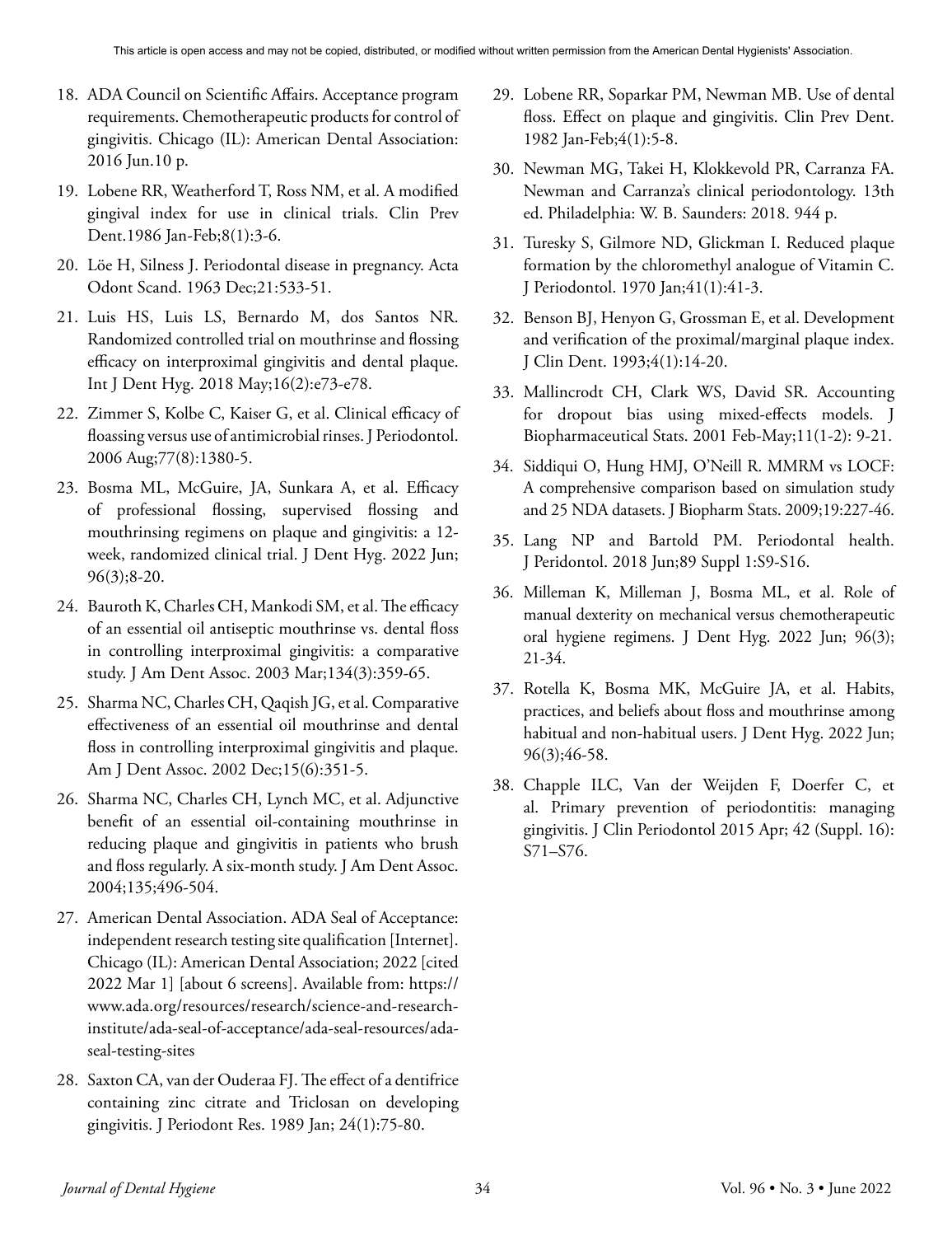18. ADA Council on Scientific Affairs. Acceptance program requirements. Chemotherapeutic products for control of gingivitis. Chicago (IL): American Dental Association: 2016 Jun.10 p.

19. Lobene RR, Weatherford T, Ross NM, et al. A modified gingival index for use in clinical trials. Clin Prev Dent.1986 Jan-Feb;8(1):3-6.

20. Löe H, Silness J. Periodontal disease in pregnancy. Acta Odont Scand. 1963 Dec;21:533-51.

21. Luis HS, Luis LS, Bernardo M, dos Santos NR. Randomized controlled trial on mouthrinse and flossing efficacy on interproximal gingivitis and dental plaque. Int J Dent Hyg. 2018 May;16(2):e73-e78.

22. Zimmer S, Kolbe C, Kaiser G, et al. Clinical efficacy of floassing versus use of antimicrobial rinses. J Periodontol. 2006 Aug;77(8):1380-5.

23. Bosma ML, McGuire, JA, Sunkara A, et al. Efficacy of professional flossing, supervised flossing and mouthrinsing regimens on plaque and gingivitis: a 12-week, randomized clinical trial. J Dent Hyg. 2022 Jun; 96(3);8-20.

24. Bauroth K, Charles CH, Mankodi SM, et al. The efficacy of an essential oil antiseptic mouthrinse vs. dental floss in controlling interproximal gingivitis: a comparative study. J Am Dent Assoc. 2003 Mar;134(3):359-65.

25. Sharma NC, Charles CH, Qaqish JG, et al. Comparative effectiveness of an essential oil mouthrinse and dental floss in controlling interproximal gingivitis and plaque. Am J Dent Assoc. 2002 Dec;15(6):351-5.

26. Sharma NC, Charles CH, Lynch MC, et al. Adjunctive benefit of an essential oil-containing mouthrinse in reducing plaque and gingivitis in patients who brush and floss regularly. A six-month study. J Am Dent Assoc. 2004;135;496-504.

27. American Dental Association. ADA Seal of Acceptance: independent research testing site qualification [Internet]. Chicago (IL): American Dental Association; 2022 [cited 2022 Mar 1] [about 6 screens]. Available from: https://www.ada.org/resources/research/science-and-research-institute/ada-seal-of-acceptance/ada-seal-resources/ada-seal-testing-sites

28. Saxton CA, van der Ouderaa FJ. The effect of a dentifrice containing zinc citrate and Triclosan on developing gingivitis. J Periodont Res. 1989 Jan; 24(1):75-80.

29. Lobene RR, Soparkar PM, Newman MB. Use of dental floss. Effect on plaque and gingivitis. Clin Prev Dent. 1982 Jan-Feb;4(1):5-8.

30. Newman MG, Takei H, Klokkevold PR, Carranza FA. Newman and Carranza's clinical periodontology. 13th ed. Philadelphia: W. B. Saunders: 2018. 944 p.

31. Turesky S, Gilmore ND, Glickman I. Reduced plaque formation by the chloromethyl analogue of Vitamin C. J Periodontol. 1970 Jan;41(1):41-3.

32. Benson BJ, Henyon G, Grossman E, et al. Development and verification of the proximal/marginal plaque index. J Clin Dent. 1993;4(1):14-20.

33. Mallincrodt CH, Clark WS, David SR. Accounting for dropout bias using mixed-effects models. J Biopharmaceutical Stats. 2001 Feb-May;11(1-2): 9-21.

34. Siddiqui O, Hung HMJ, O'Neill R. MMRM vs LOCF: A comprehensive comparison based on simulation study and 25 NDA datasets. J Biopharm Stats. 2009;19:227-46.

35. Lang NP and Bartold PM. Periodontal health. J Peridontol. 2018 Jun;89 Suppl 1:S9-S16.

36. Milleman K, Milleman J, Bosma ML, et al. Role of manual dexterity on mechanical versus chemotherapeutic oral hygiene regimens. J Dent Hyg. 2022 Jun; 96(3); 21-34.

37. Rotella K, Bosma MK, McGuire JA, et al. Habits, practices, and beliefs about floss and mouthrinse among habitual and non-habitual users. J Dent Hyg. 2022 Jun; 96(3);46-58.

38. Chapple ILC, Van der Weijden F, Doerfer C, et al. Primary prevention of periodontitis: managing gingivitis. J Clin Periodontol 2015 Apr; 42 (Suppl. 16): S71–S76.